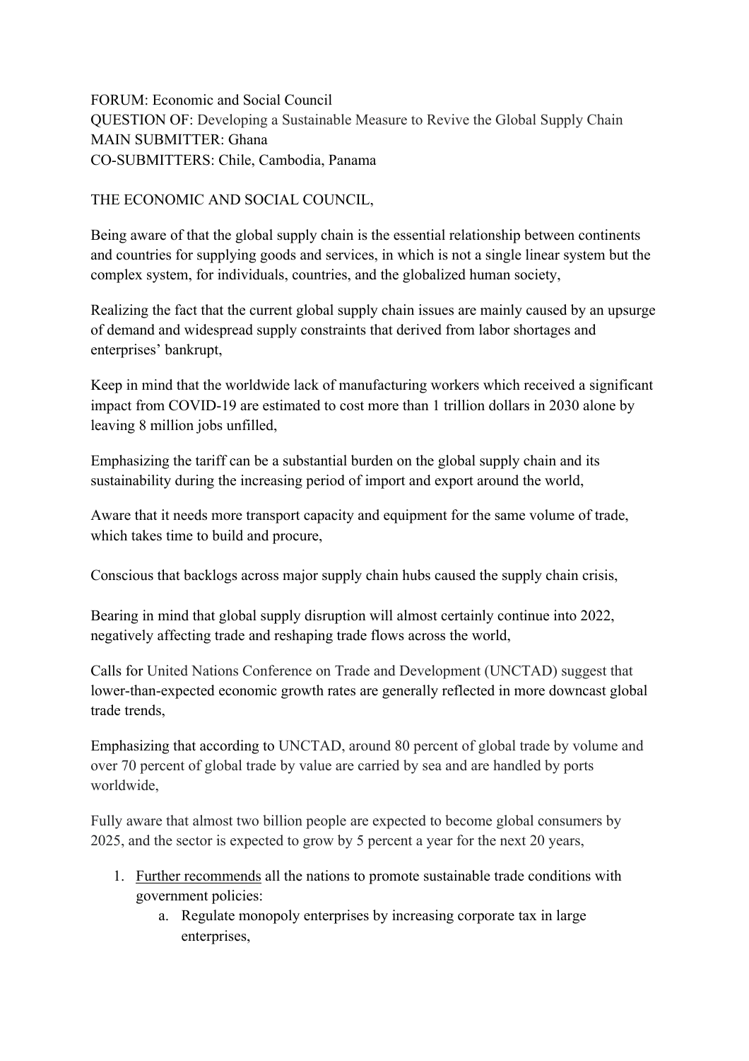FORUM: Economic and Social Council
QUESTION OF: Developing a Sustainable Measure to Revive the Global Supply Chain
MAIN SUBMITTER: Ghana
CO-SUBMITTERS: Chile, Cambodia, Panama

THE ECONOMIC AND SOCIAL COUNCIL,

Being aware of that the global supply chain is the essential relationship between continents and countries for supplying goods and services, in which is not a single linear system but the complex system, for individuals, countries, and the globalized human society,

Realizing the fact that the current global supply chain issues are mainly caused by an upsurge of demand and widespread supply constraints that derived from labor shortages and enterprises' bankrupt,

Keep in mind that the worldwide lack of manufacturing workers which received a significant impact from COVID-19 are estimated to cost more than 1 trillion dollars in 2030 alone by leaving 8 million jobs unfilled,

Emphasizing the tariff can be a substantial burden on the global supply chain and its sustainability during the increasing period of import and export around the world,

Aware that it needs more transport capacity and equipment for the same volume of trade, which takes time to build and procure,

Conscious that backlogs across major supply chain hubs caused the supply chain crisis,

Bearing in mind that global supply disruption will almost certainly continue into 2022, negatively affecting trade and reshaping trade flows across the world,

Calls for United Nations Conference on Trade and Development (UNCTAD) suggest that lower-than-expected economic growth rates are generally reflected in more downcast global trade trends,

Emphasizing that according to UNCTAD, around 80 percent of global trade by volume and over 70 percent of global trade by value are carried by sea and are handled by ports worldwide,

Fully aware that almost two billion people are expected to become global consumers by 2025, and the sector is expected to grow by 5 percent a year for the next 20 years,

1. <u>Further recommends</u> all the nations to promote sustainable trade conditions with government policies:
    a. Regulate monopoly enterprises by increasing corporate tax in large enterprises,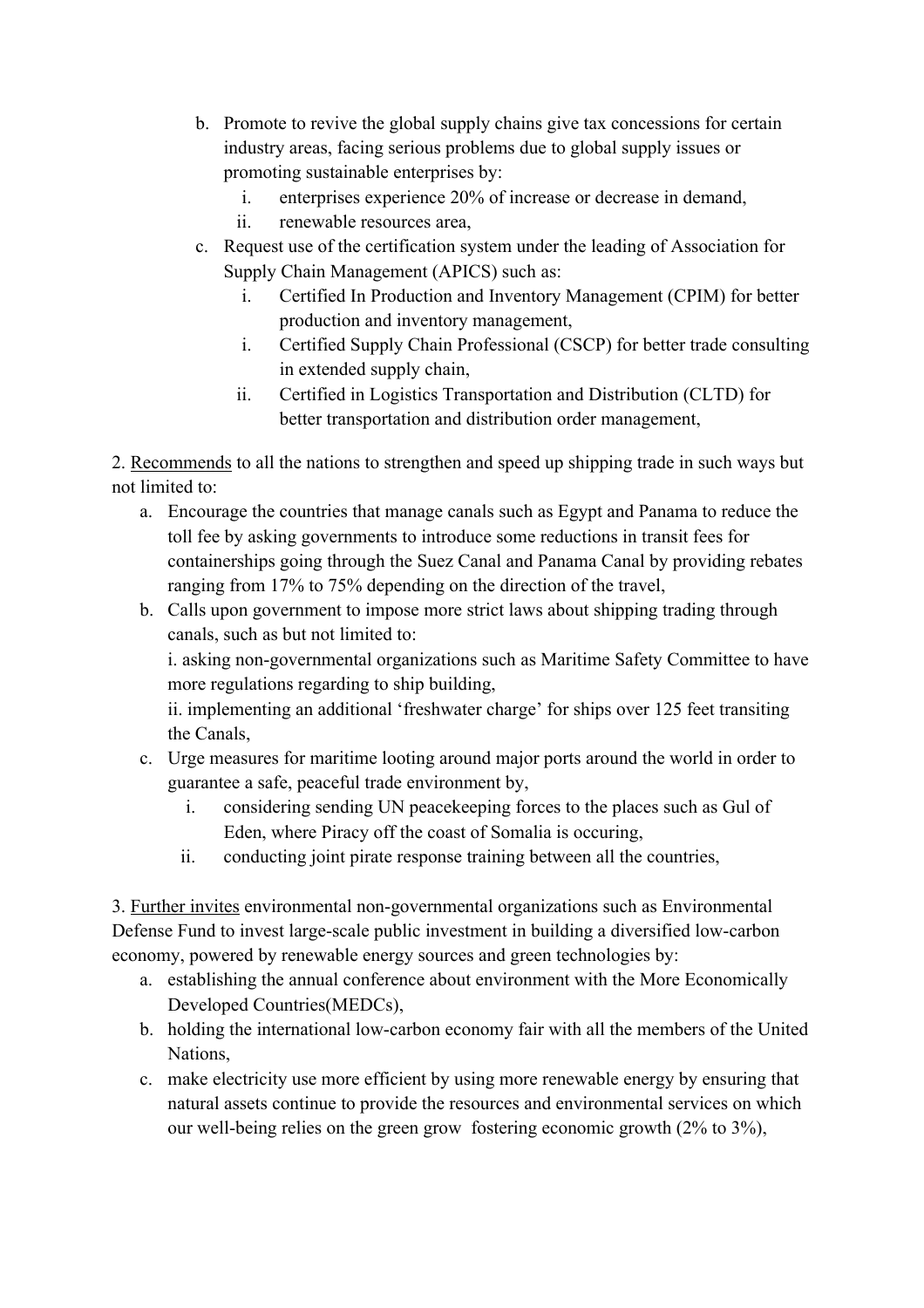b. Promote to revive the global supply chains give tax concessions for certain industry areas, facing serious problems due to global supply issues or promoting sustainable enterprises by:
    i. enterprises experience 20% of increase or decrease in demand,
    ii. renewable resources area,
c. Request use of the certification system under the leading of Association for Supply Chain Management (APICS) such as:
    i. Certified In Production and Inventory Management (CPIM) for better production and inventory management,
    i. Certified Supply Chain Professional (CSCP) for better trade consulting in extended supply chain,
    ii. Certified in Logistics Transportation and Distribution (CLTD) for better transportation and distribution order management,

2. <u>Recommends</u> to all the nations to strengthen and speed up shipping trade in such ways but not limited to:

a. Encourage the countries that manage canals such as Egypt and Panama to reduce the toll fee by asking governments to introduce some reductions in transit fees for containerships going through the Suez Canal and Panama Canal by providing rebates ranging from 17% to 75% depending on the direction of the travel,
b. Calls upon government to impose more strict laws about shipping trading through canals, such as but not limited to:
    i. asking non-governmental organizations such as Maritime Safety Committee to have more regulations regarding to ship building,
    ii. implementing an additional 'freshwater charge' for ships over 125 feet transiting the Canals,
c. Urge measures for maritime looting around major ports around the world in order to guarantee a safe, peaceful trade environment by,
    i. considering sending UN peacekeeping forces to the places such as Gul of Eden, where Piracy off the coast of Somalia is occuring,
    ii. conducting joint pirate response training between all the countries,

3. <u>Further invites</u> environmental non-governmental organizations such as Environmental Defense Fund to invest large-scale public investment in building a diversified low-carbon economy, powered by renewable energy sources and green technologies by:

a. establishing the annual conference about environment with the More Economically Developed Countries(MEDCs),
b. holding the international low-carbon economy fair with all the members of the United Nations,
c. make electricity use more efficient by using more renewable energy by ensuring that natural assets continue to provide the resources and environmental services on which our well-being relies on the green grow fostering economic growth (2% to 3%),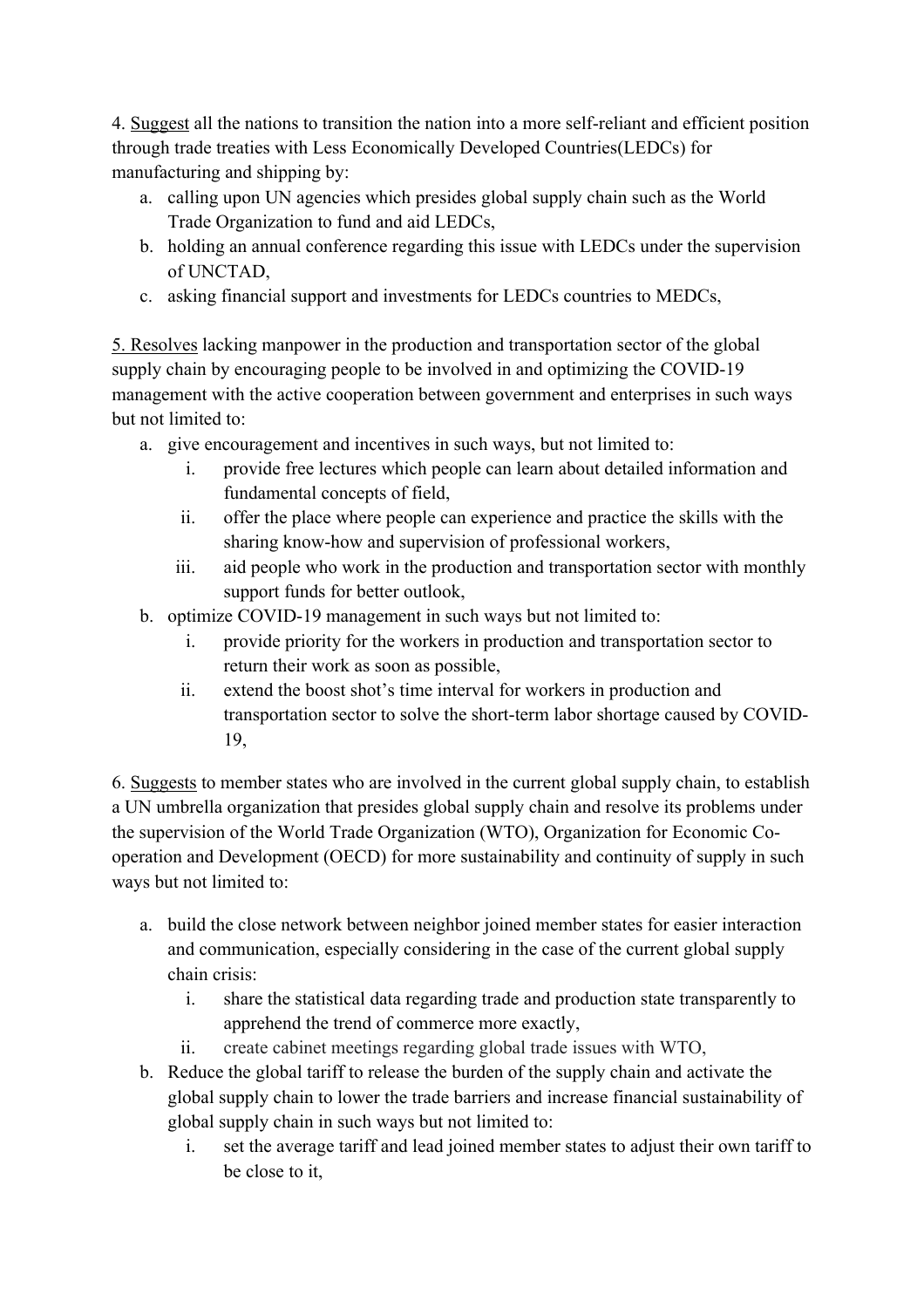4. <u>Suggest</u> all the nations to transition the nation into a more self-reliant and efficient position through trade treaties with Less Economically Developed Countries(LEDCs) for manufacturing and shipping by:

a. calling upon UN agencies which presides global supply chain such as the World Trade Organization to fund and aid LEDCs,
b. holding an annual conference regarding this issue with LEDCs under the supervision of UNCTAD,
c. asking financial support and investments for LEDCs countries to MEDCs,

5. <u>Resolves</u> lacking manpower in the production and transportation sector of the global supply chain by encouraging people to be involved in and optimizing the COVID-19 management with the active cooperation between government and enterprises in such ways but not limited to:

a. give encouragement and incentives in such ways, but not limited to:
    i. provide free lectures which people can learn about detailed information and fundamental concepts of field,
    ii. offer the place where people can experience and practice the skills with the sharing know-how and supervision of professional workers,
    iii. aid people who work in the production and transportation sector with monthly support funds for better outlook,
b. optimize COVID-19 management in such ways but not limited to:
    i. provide priority for the workers in production and transportation sector to return their work as soon as possible,
    ii. extend the boost shot's time interval for workers in production and transportation sector to solve the short-term labor shortage caused by COVID-19,

6. <u>Suggests</u> to member states who are involved in the current global supply chain, to establish a UN umbrella organization that presides global supply chain and resolve its problems under the supervision of the World Trade Organization (WTO), Organization for Economic Co-operation and Development (OECD) for more sustainability and continuity of supply in such ways but not limited to:

a. build the close network between neighbor joined member states for easier interaction and communication, especially considering in the case of the current global supply chain crisis:
    i. share the statistical data regarding trade and production state transparently to apprehend the trend of commerce more exactly,
    ii. create cabinet meetings regarding global trade issues with WTO,
b. Reduce the global tariff to release the burden of the supply chain and activate the global supply chain to lower the trade barriers and increase financial sustainability of global supply chain in such ways but not limited to:
    i. set the average tariff and lead joined member states to adjust their own tariff to be close to it,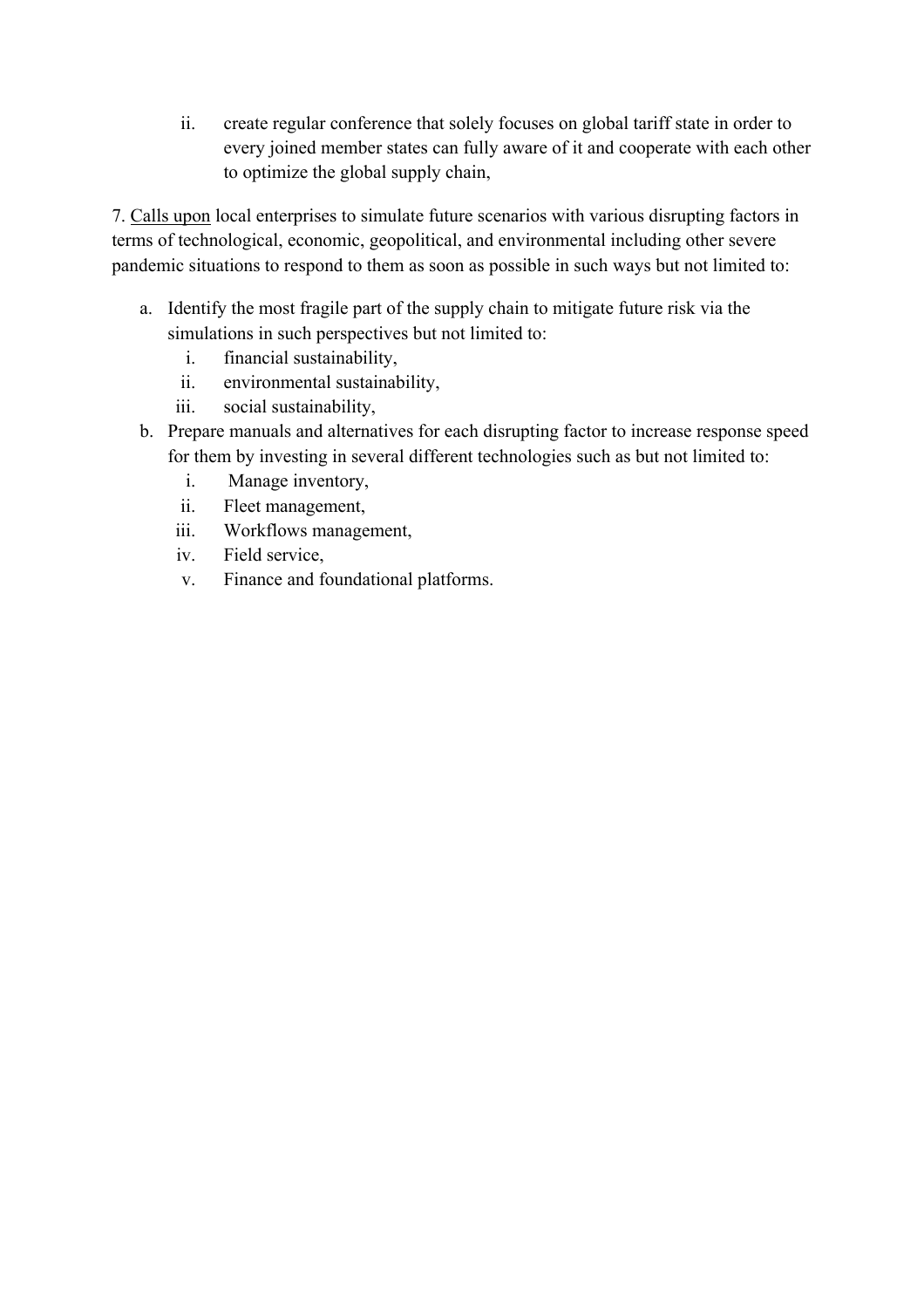ii. create regular conference that solely focuses on global tariff state in order to every joined member states can fully aware of it and cooperate with each other to optimize the global supply chain,

7. <u>Calls upon</u> local enterprises to simulate future scenarios with various disrupting factors in terms of technological, economic, geopolitical, and environmental including other severe pandemic situations to respond to them as soon as possible in such ways but not limited to:

   a. Identify the most fragile part of the supply chain to mitigate future risk via the simulations in such perspectives but not limited to:
      i. financial sustainability,
      ii. environmental sustainability,
      iii. social sustainability,
   b. Prepare manuals and alternatives for each disrupting factor to increase response speed for them by investing in several different technologies such as but not limited to:
      i. Manage inventory,
      ii. Fleet management,
      iii. Workflows management,
      iv. Field service,
      v. Finance and foundational platforms.